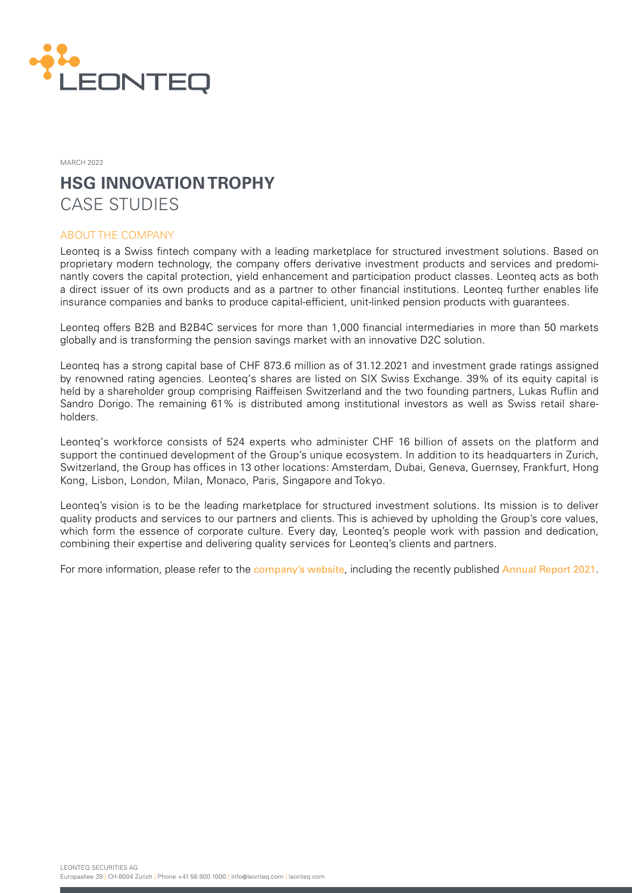MARCH 2022

# HSG INNOVATION TROPHY
CASE STUDIES

## ABOUT THE COMPANY

Leonteq is a Swiss fintech company with a leading marketplace for structured investment solutions. Based on proprietary modern technology, the company offers derivative investment products and services and predominantly covers the capital protection, yield enhancement and participation product classes. Leonteq acts as both a direct issuer of its own products and as a partner to other financial institutions. Leonteq further enables life insurance companies and banks to produce capital-efficient, unit-linked pension products with guarantees.

Leonteq offers B2B and B2B4C services for more than 1,000 financial intermediaries in more than 50 markets globally and is transforming the pension savings market with an innovative D2C solution.

Leonteq has a strong capital base of CHF 873.6 million as of 31.12.2021 and investment grade ratings assigned by renowned rating agencies. Leonteq's shares are listed on SIX Swiss Exchange. 39% of its equity capital is held by a shareholder group comprising Raiffeisen Switzerland and the two founding partners, Lukas Ruflin and Sandro Dorigo. The remaining 61% is distributed among institutional investors as well as Swiss retail shareholders.

Leonteq's workforce consists of 524 experts who administer CHF 16 billion of assets on the platform and support the continued development of the Group's unique ecosystem. In addition to its headquarters in Zurich, Switzerland, the Group has offices in 13 other locations: Amsterdam, Dubai, Geneva, Guernsey, Frankfurt, Hong Kong, Lisbon, London, Milan, Monaco, Paris, Singapore and Tokyo.

Leonteq's vision is to be the leading marketplace for structured investment solutions. Its mission is to deliver quality products and services to our partners and clients. This is achieved by upholding the Group's core values, which form the essence of corporate culture. Every day, Leonteq's people work with passion and dedication, combining their expertise and delivering quality services for Leonteq's clients and partners.

For more information, please refer to the company's website, including the recently published Annual Report 2021.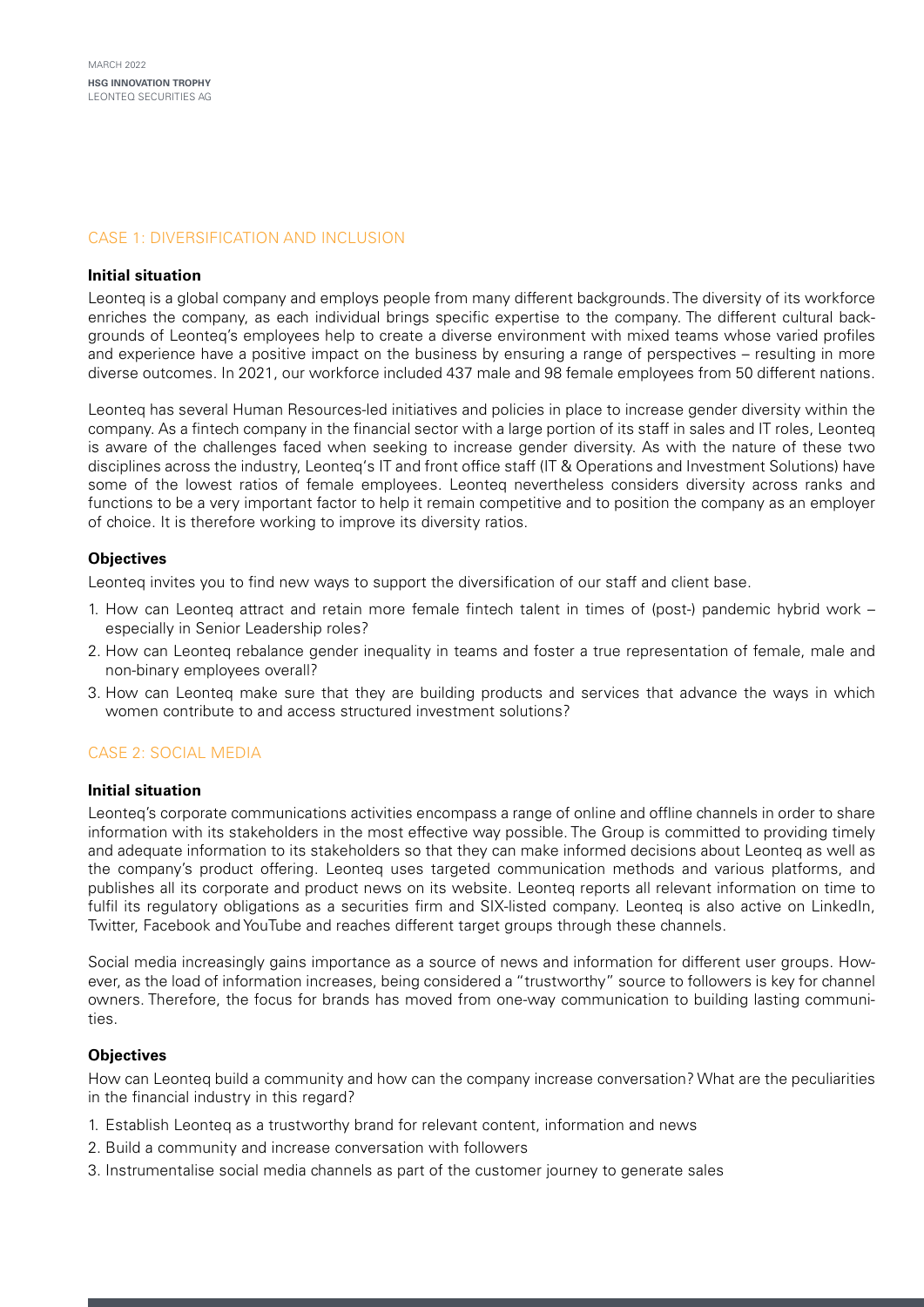## CASE 1: DIVERSIFICATION AND INCLUSION

### Initial situation

Leonteq is a global company and employs people from many different backgrounds. The diversity of its workforce enriches the company, as each individual brings specific expertise to the company. The different cultural backgrounds of Leonteq's employees help to create a diverse environment with mixed teams whose varied profiles and experience have a positive impact on the business by ensuring a range of perspectives – resulting in more diverse outcomes. In 2021, our workforce included 437 male and 98 female employees from 50 different nations.

Leonteq has several Human Resources-led initiatives and policies in place to increase gender diversity within the company. As a fintech company in the financial sector with a large portion of its staff in sales and IT roles, Leonteq is aware of the challenges faced when seeking to increase gender diversity. As with the nature of these two disciplines across the industry, Leonteq's IT and front office staff (IT & Operations and Investment Solutions) have some of the lowest ratios of female employees. Leonteq nevertheless considers diversity across ranks and functions to be a very important factor to help it remain competitive and to position the company as an employer of choice. It is therefore working to improve its diversity ratios.

### Objectives

Leonteq invites you to find new ways to support the diversification of our staff and client base.

1. How can Leonteq attract and retain more female fintech talent in times of (post-) pandemic hybrid work – especially in Senior Leadership roles?
2. How can Leonteq rebalance gender inequality in teams and foster a true representation of female, male and non-binary employees overall?
3. How can Leonteq make sure that they are building products and services that advance the ways in which women contribute to and access structured investment solutions?

## CASE 2: SOCIAL MEDIA

### Initial situation

Leonteq's corporate communications activities encompass a range of online and offline channels in order to share information with its stakeholders in the most effective way possible. The Group is committed to providing timely and adequate information to its stakeholders so that they can make informed decisions about Leonteq as well as the company's product offering. Leonteq uses targeted communication methods and various platforms, and publishes all its corporate and product news on its website. Leonteq reports all relevant information on time to fulfil its regulatory obligations as a securities firm and SIX-listed company. Leonteq is also active on LinkedIn, Twitter, Facebook and YouTube and reaches different target groups through these channels.

Social media increasingly gains importance as a source of news and information for different user groups. However, as the load of information increases, being considered a "trustworthy" source to followers is key for channel owners. Therefore, the focus for brands has moved from one-way communication to building lasting communities.

### Objectives

How can Leonteq build a community and how can the company increase conversation? What are the peculiarities in the financial industry in this regard?

1. Establish Leonteq as a trustworthy brand for relevant content, information and news
2. Build a community and increase conversation with followers
3. Instrumentalise social media channels as part of the customer journey to generate sales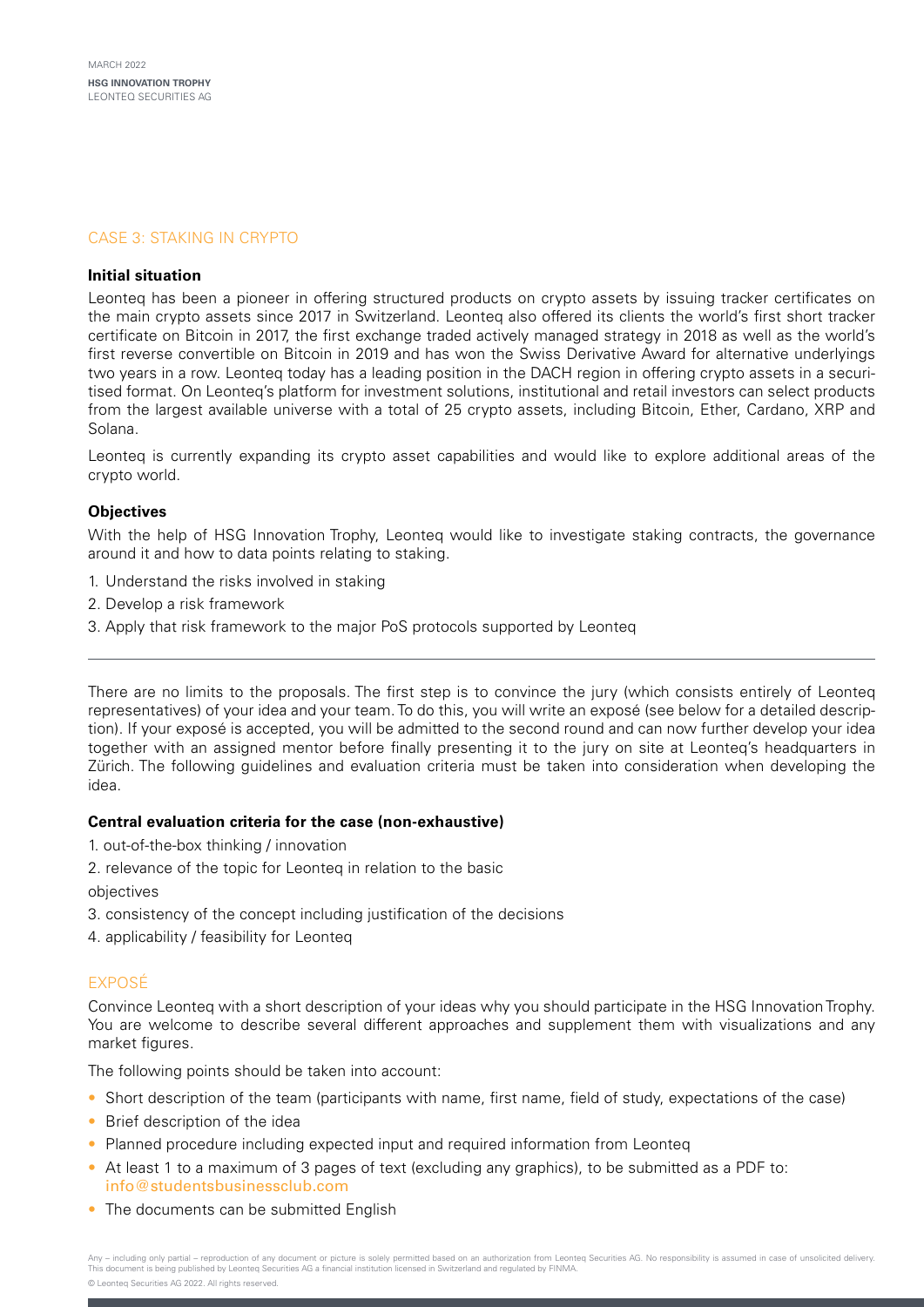MARCH 2022
**HSG INNOVATION TROPHY**
LEONTEQ SECURITIES AG

## CASE 3: STAKING IN CRYPTO

### Initial situation

Leonteq has been a pioneer in offering structured products on crypto assets by issuing tracker certificates on the main crypto assets since 2017 in Switzerland. Leonteq also offered its clients the world's first short tracker certificate on Bitcoin in 2017, the first exchange traded actively managed strategy in 2018 as well as the world's first reverse convertible on Bitcoin in 2019 and has won the Swiss Derivative Award for alternative underlyings two years in a row. Leonteq today has a leading position in the DACH region in offering crypto assets in a securitised format. On Leonteq's platform for investment solutions, institutional and retail investors can select products from the largest available universe with a total of 25 crypto assets, including Bitcoin, Ether, Cardano, XRP and Solana.

Leonteq is currently expanding its crypto asset capabilities and would like to explore additional areas of the crypto world.

### Objectives

With the help of HSG Innovation Trophy, Leonteq would like to investigate staking contracts, the governance around it and how to data points relating to staking.

1. Understand the risks involved in staking
2. Develop a risk framework
3. Apply that risk framework to the major PoS protocols supported by Leonteq

---

There are no limits to the proposals. The first step is to convince the jury (which consists entirely of Leonteq representatives) of your idea and your team. To do this, you will write an exposé (see below for a detailed description). If your exposé is accepted, you will be admitted to the second round and can now further develop your idea together with an assigned mentor before finally presenting it to the jury on site at Leonteq's headquarters in Zürich. The following guidelines and evaluation criteria must be taken into consideration when developing the idea.

### Central evaluation criteria for the case (non-exhaustive)

1. out-of-the-box thinking / innovation
2. relevance of the topic for Leonteq in relation to the basic objectives
3. consistency of the concept including justification of the decisions
4. applicability / feasibility for Leonteq

## EXPOSÉ

Convince Leonteq with a short description of your ideas why you should participate in the HSG Innovation Trophy. You are welcome to describe several different approaches and supplement them with visualizations and any market figures.

The following points should be taken into account:

- Short description of the team (participants with name, first name, field of study, expectations of the case)
- Brief description of the idea
- Planned procedure including expected input and required information from Leonteq
- At least 1 to a maximum of 3 pages of text (excluding any graphics), to be submitted as a PDF to: info@studentsbusinessclub.com
- The documents can be submitted English

Any – including only partial – reproduction of any document or picture is solely permitted based on an authorization from Leonteq Securities AG. No responsibility is assumed in case of unsolicited delivery. This document is being published by Leonteq Securities AG a financial institution licensed in Switzerland and regulated by FINMA.
© Leonteq Securities AG 2022. All rights reserved.